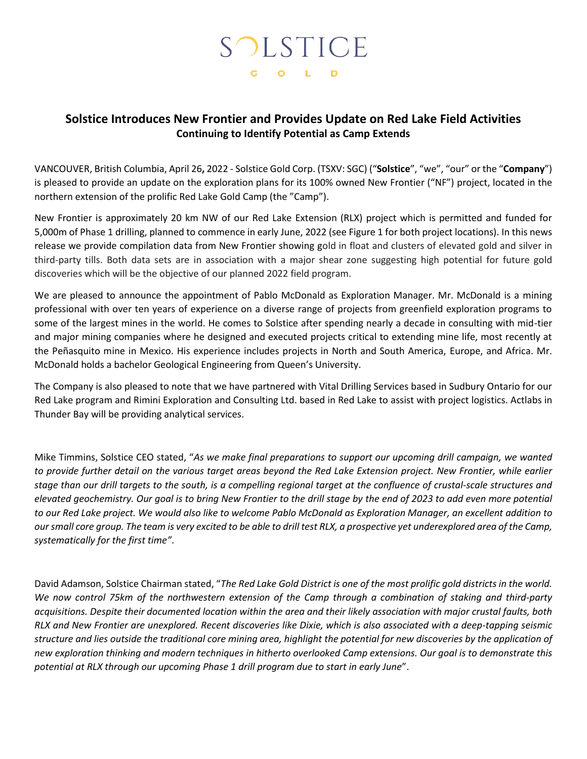# SOLSTICE GOLD

## Solstice Introduces New Frontier and Provides Update on Red Lake Field Activities

**Continuing to Identify Potential as Camp Extends**

VANCOUVER, British Columbia, April 26**,** 2022 - Solstice Gold Corp. (TSXV: SGC) ("**Solstice**", "we", "our" or the "**Company**") is pleased to provide an update on the exploration plans for its 100% owned New Frontier ("NF") project, located in the northern extension of the prolific Red Lake Gold Camp (the "Camp").

New Frontier is approximately 20 km NW of our Red Lake Extension (RLX) project which is permitted and funded for 5,000m of Phase 1 drilling, planned to commence in early June, 2022 (see Figure 1 for both project locations). In this news release we provide compilation data from New Frontier showing gold in float and clusters of elevated gold and silver in third-party tills. Both data sets are in association with a major shear zone suggesting high potential for future gold discoveries which will be the objective of our planned 2022 field program.

We are pleased to announce the appointment of Pablo McDonald as Exploration Manager. Mr. McDonald is a mining professional with over ten years of experience on a diverse range of projects from greenfield exploration programs to some of the largest mines in the world. He comes to Solstice after spending nearly a decade in consulting with mid-tier and major mining companies where he designed and executed projects critical to extending mine life, most recently at the Peñasquito mine in Mexico. His experience includes projects in North and South America, Europe, and Africa. Mr. McDonald holds a bachelor Geological Engineering from Queen's University.

The Company is also pleased to note that we have partnered with Vital Drilling Services based in Sudbury Ontario for our Red Lake program and Rimini Exploration and Consulting Ltd. based in Red Lake to assist with project logistics. Actlabs in Thunder Bay will be providing analytical services.

Mike Timmins, Solstice CEO stated, "*As we make final preparations to support our upcoming drill campaign, we wanted to provide further detail on the various target areas beyond the Red Lake Extension project. New Frontier, while earlier stage than our drill targets to the south, is a compelling regional target at the confluence of crustal-scale structures and elevated geochemistry. Our goal is to bring New Frontier to the drill stage by the end of 2023 to add even more potential to our Red Lake project. We would also like to welcome Pablo McDonald as Exploration Manager, an excellent addition to our small core group. The team is very excited to be able to drill test RLX, a prospective yet underexplored area of the Camp, systematically for the first time"*.

David Adamson, Solstice Chairman stated, "*The Red Lake Gold District is one of the most prolific gold districts in the world. We now control 75km of the northwestern extension of the Camp through a combination of staking and third-party acquisitions. Despite their documented location within the area and their likely association with major crustal faults, both RLX and New Frontier are unexplored. Recent discoveries like Dixie, which is also associated with a deep-tapping seismic structure and lies outside the traditional core mining area, highlight the potential for new discoveries by the application of new exploration thinking and modern techniques in hitherto overlooked Camp extensions. Our goal is to demonstrate this potential at RLX through our upcoming Phase 1 drill program due to start in early June*".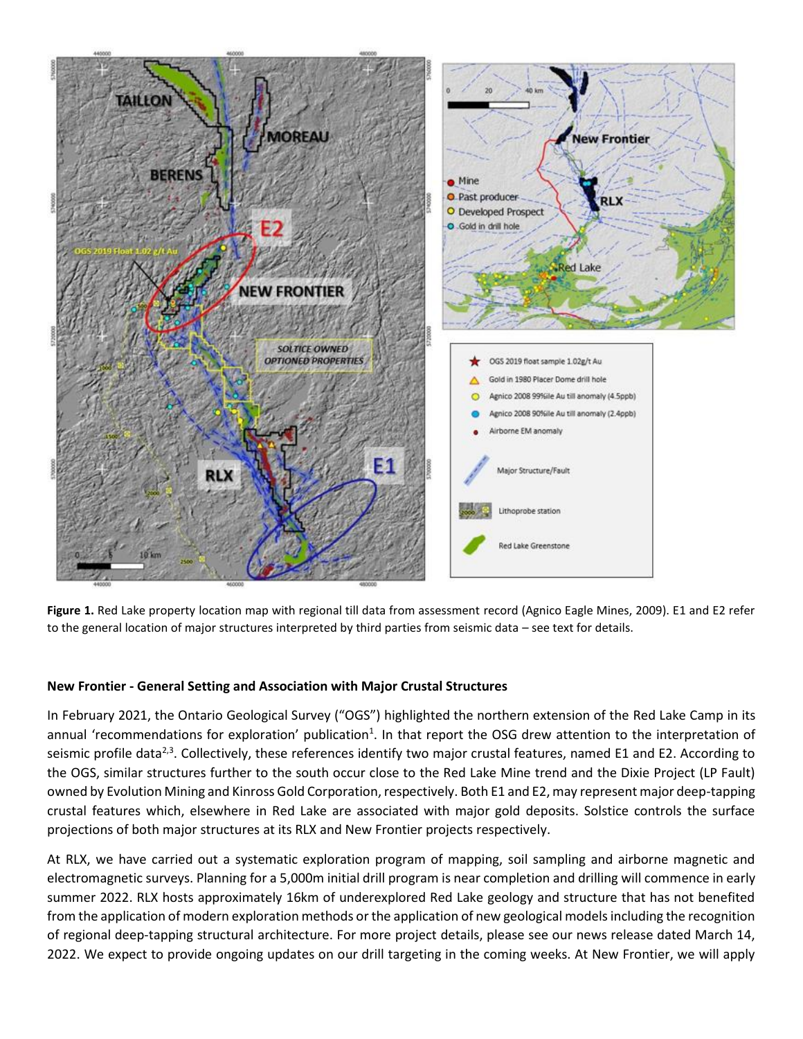**Figure 1.** Red Lake property location map with regional till data from assessment record (Agnico Eagle Mines, 2009). E1 and E2 refer to the general location of major structures interpreted by third parties from seismic data – see text for details.

**New Frontier - General Setting and Association with Major Crustal Structures**

In February 2021, the Ontario Geological Survey ("OGS") highlighted the northern extension of the Red Lake Camp in its annual 'recommendations for exploration' publication[1]. In that report the OSG drew attention to the interpretation of seismic profile data[2,3]. Collectively, these references identify two major crustal features, named E1 and E2. According to the OGS, similar structures further to the south occur close to the Red Lake Mine trend and the Dixie Project (LP Fault) owned by Evolution Mining and Kinross Gold Corporation, respectively. Both E1 and E2, may represent major deep-tapping crustal features which, elsewhere in Red Lake are associated with major gold deposits. Solstice controls the surface projections of both major structures at its RLX and New Frontier projects respectively.

At RLX, we have carried out a systematic exploration program of mapping, soil sampling and airborne magnetic and electromagnetic surveys. Planning for a 5,000m initial drill program is near completion and drilling will commence in early summer 2022. RLX hosts approximately 16km of underexplored Red Lake geology and structure that has not benefited from the application of modern exploration methods or the application of new geological models including the recognition of regional deep-tapping structural architecture. For more project details, please see our news release dated March 14, 2022. We expect to provide ongoing updates on our drill targeting in the coming weeks. At New Frontier, we will apply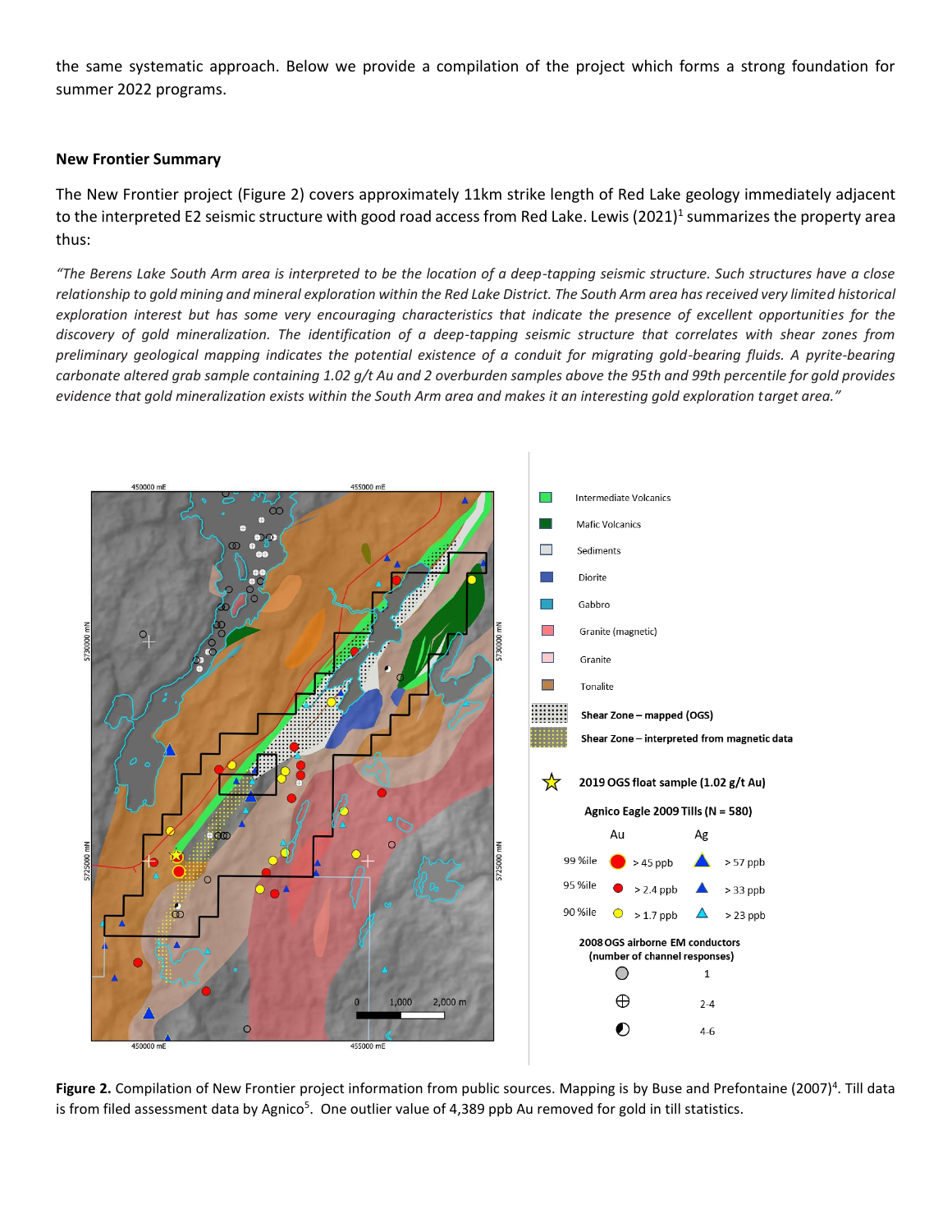the same systematic approach. Below we provide a compilation of the project which forms a strong foundation for summer 2022 programs.

**New Frontier Summary**

The New Frontier project (Figure 2) covers approximately 11km strike length of Red Lake geology immediately adjacent to the interpreted E2 seismic structure with good road access from Red Lake. Lewis (2021)[1] summarizes the property area thus:

*"The Berens Lake South Arm area is interpreted to be the location of a deep-tapping seismic structure. Such structures have a close relationship to gold mining and mineral exploration within the Red Lake District. The South Arm area has received very limited historical exploration interest but has some very encouraging characteristics that indicate the presence of excellent opportunities for the discovery of gold mineralization. The identification of a deep-tapping seismic structure that correlates with shear zones from preliminary geological mapping indicates the potential existence of a conduit for migrating gold-bearing fluids. A pyrite-bearing carbonate altered grab sample containing 1.02 g/t Au and 2 overburden samples above the 95th and 99th percentile for gold provides evidence that gold mineralization exists within the South Arm area and makes it an interesting gold exploration target area."*

**Figure 2.** Compilation of New Frontier project information from public sources. Mapping is by Buse and Prefontaine (2007)[4]. Till data is from filed assessment data by Agnico[5]. One outlier value of 4,389 ppb Au removed for gold in till statistics.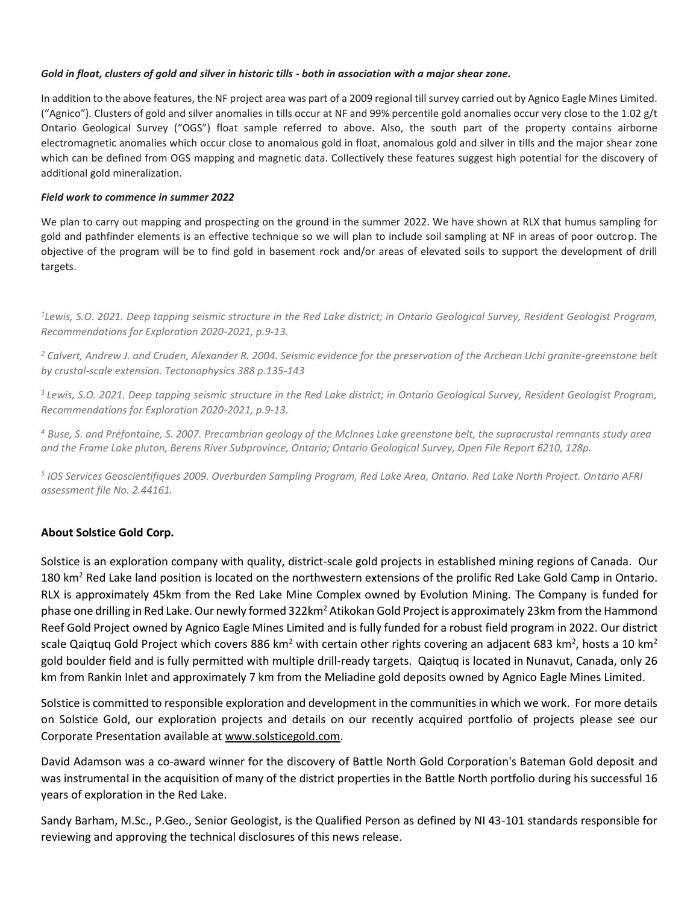***Gold in float, clusters of gold and silver in historic tills - both in association with a major shear zone.***

In addition to the above features, the NF project area was part of a 2009 regional till survey carried out by Agnico Eagle Mines Limited. ("Agnico"). Clusters of gold and silver anomalies in tills occur at NF and 99% percentile gold anomalies occur very close to the 1.02 g/t Ontario Geological Survey ("OGS") float sample referred to above. Also, the south part of the property contains airborne electromagnetic anomalies which occur close to anomalous gold in float, anomalous gold and silver in tills and the major shear zone which can be defined from OGS mapping and magnetic data. Collectively these features suggest high potential for the discovery of additional gold mineralization.

***Field work to commence in summer 2022***

We plan to carry out mapping and prospecting on the ground in the summer 2022. We have shown at RLX that humus sampling for gold and pathfinder elements is an effective technique so we will plan to include soil sampling at NF in areas of poor outcrop. The objective of the program will be to find gold in basement rock and/or areas of elevated soils to support the development of drill targets.

*[1]Lewis, S.O. 2021. Deep tapping seismic structure in the Red Lake district; in Ontario Geological Survey, Resident Geologist Program, Recommendations for Exploration 2020-2021, p.9-13.*

*[2] Calvert, Andrew J. and Cruden, Alexander R. 2004. Seismic evidence for the preservation of the Archean Uchi granite-greenstone belt by crustal-scale extension. Tectonophysics 388 p.135-143*

*[3] Lewis, S.O. 2021. Deep tapping seismic structure in the Red Lake district; in Ontario Geological Survey, Resident Geologist Program, Recommendations for Exploration 2020-2021, p.9-13.*

*[4] Buse, S. and Préfontaine, S. 2007. Precambrian geology of the McInnes Lake greenstone belt, the supracrustal remnants study area and the Frame Lake pluton, Berens River Subprovince, Ontario; Ontario Geological Survey, Open File Report 6210, 128p.*

*[5] IOS Services Geoscientifiques 2009. Overburden Sampling Program, Red Lake Area, Ontario. Red Lake North Project. Ontario AFRI assessment file No. 2.44161.*

## About Solstice Gold Corp.

Solstice is an exploration company with quality, district-scale gold projects in established mining regions of Canada. Our 180 km$^2$ Red Lake land position is located on the northwestern extensions of the prolific Red Lake Gold Camp in Ontario. RLX is approximately 45km from the Red Lake Mine Complex owned by Evolution Mining. The Company is funded for phase one drilling in Red Lake. Our newly formed 322km$^2$ Atikokan Gold Project is approximately 23km from the Hammond Reef Gold Project owned by Agnico Eagle Mines Limited and is fully funded for a robust field program in 2022. Our district scale Qaiqtuq Gold Project which covers 886 km$^2$ with certain other rights covering an adjacent 683 km$^2$, hosts a 10 km$^2$ gold boulder field and is fully permitted with multiple drill-ready targets. Qaiqtuq is located in Nunavut, Canada, only 26 km from Rankin Inlet and approximately 7 km from the Meliadine gold deposits owned by Agnico Eagle Mines Limited.

Solstice is committed to responsible exploration and development in the communities in which we work. For more details on Solstice Gold, our exploration projects and details on our recently acquired portfolio of projects please see our Corporate Presentation available at www.solsticegold.com.

David Adamson was a co-award winner for the discovery of Battle North Gold Corporation's Bateman Gold deposit and was instrumental in the acquisition of many of the district properties in the Battle North portfolio during his successful 16 years of exploration in the Red Lake.

Sandy Barham, M.Sc., P.Geo., Senior Geologist, is the Qualified Person as defined by NI 43-101 standards responsible for reviewing and approving the technical disclosures of this news release.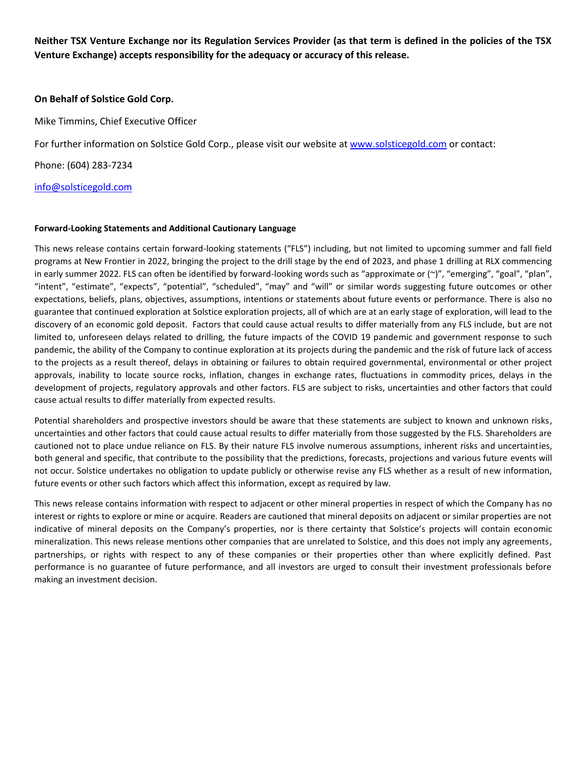**Neither TSX Venture Exchange nor its Regulation Services Provider (as that term is defined in the policies of the TSX Venture Exchange) accepts responsibility for the adequacy or accuracy of this release.**

**On Behalf of Solstice Gold Corp.**

Mike Timmins, Chief Executive Officer

For further information on Solstice Gold Corp., please visit our website at [www.solsticegold.com](http://www.solsticegold.com) or contact:

Phone: (604) 283-7234

[info@solsticegold.com](mailto:info@solsticegold.com)

#### Forward-Looking Statements and Additional Cautionary Language

This news release contains certain forward-looking statements ("FLS") including, but not limited to upcoming summer and fall field programs at New Frontier in 2022, bringing the project to the drill stage by the end of 2023, and phase 1 drilling at RLX commencing in early summer 2022. FLS can often be identified by forward-looking words such as "approximate or (~)", "emerging", "goal", "plan", "intent", "estimate", "expects", "potential", "scheduled", "may" and "will" or similar words suggesting future outcomes or other expectations, beliefs, plans, objectives, assumptions, intentions or statements about future events or performance. There is also no guarantee that continued exploration at Solstice exploration projects, all of which are at an early stage of exploration, will lead to the discovery of an economic gold deposit. Factors that could cause actual results to differ materially from any FLS include, but are not limited to, unforeseen delays related to drilling, the future impacts of the COVID 19 pandemic and government response to such pandemic, the ability of the Company to continue exploration at its projects during the pandemic and the risk of future lack of access to the projects as a result thereof, delays in obtaining or failures to obtain required governmental, environmental or other project approvals, inability to locate source rocks, inflation, changes in exchange rates, fluctuations in commodity prices, delays in the development of projects, regulatory approvals and other factors. FLS are subject to risks, uncertainties and other factors that could cause actual results to differ materially from expected results.

Potential shareholders and prospective investors should be aware that these statements are subject to known and unknown risks, uncertainties and other factors that could cause actual results to differ materially from those suggested by the FLS. Shareholders are cautioned not to place undue reliance on FLS. By their nature FLS involve numerous assumptions, inherent risks and uncertainties, both general and specific, that contribute to the possibility that the predictions, forecasts, projections and various future events will not occur. Solstice undertakes no obligation to update publicly or otherwise revise any FLS whether as a result of new information, future events or other such factors which affect this information, except as required by law.

This news release contains information with respect to adjacent or other mineral properties in respect of which the Company has no interest or rights to explore or mine or acquire. Readers are cautioned that mineral deposits on adjacent or similar properties are not indicative of mineral deposits on the Company's properties, nor is there certainty that Solstice's projects will contain economic mineralization. This news release mentions other companies that are unrelated to Solstice, and this does not imply any agreements, partnerships, or rights with respect to any of these companies or their properties other than where explicitly defined. Past performance is no guarantee of future performance, and all investors are urged to consult their investment professionals before making an investment decision.